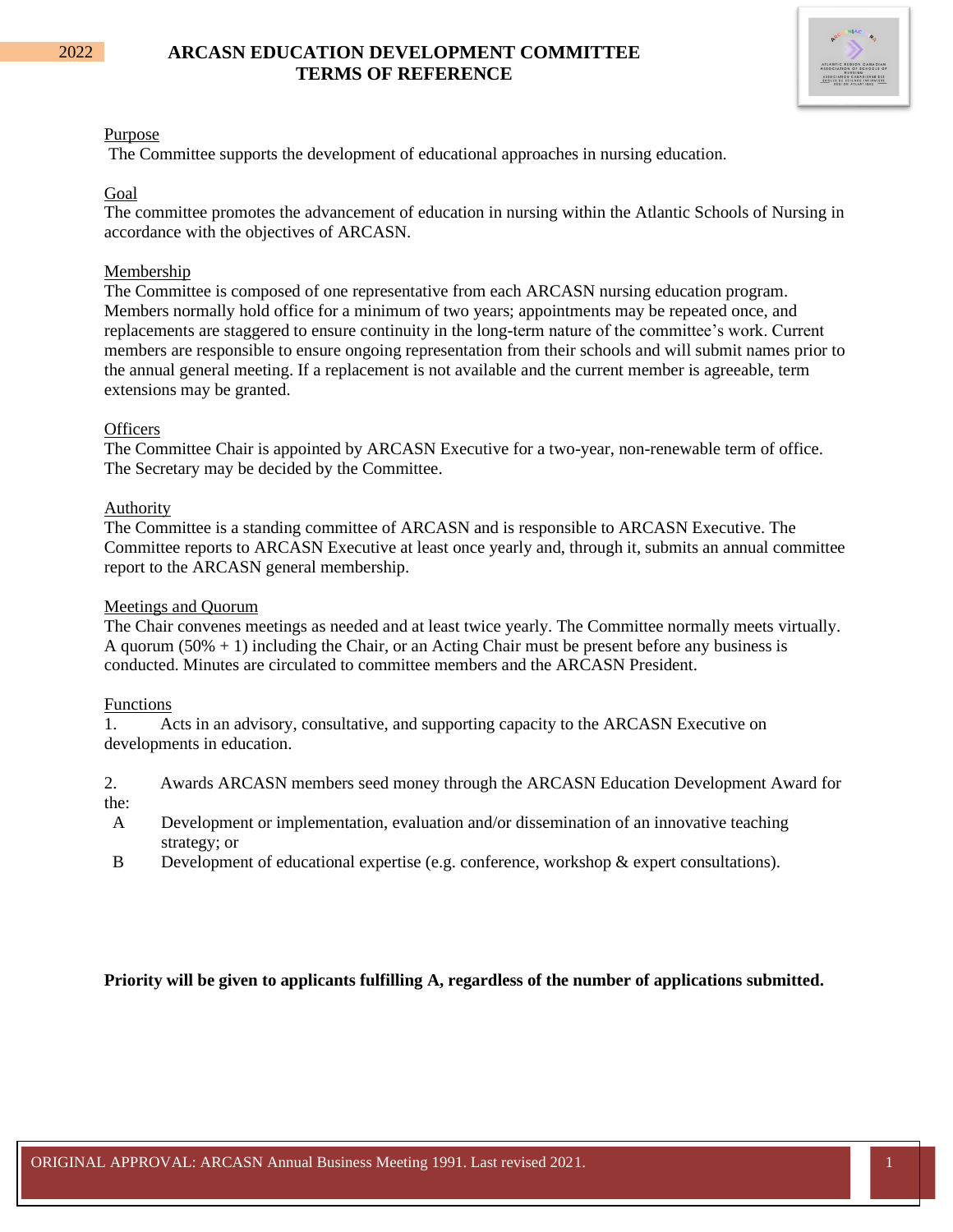2022

# ARCASN EDUCATION DEVELOPMENT COMMITTEE TERMS OF REFERENCE

## Purpose

The Committee supports the development of educational approaches in nursing education.

## Goal

The committee promotes the advancement of education in nursing within the Atlantic Schools of Nursing in accordance with the objectives of ARCASN.

## Membership

The Committee is composed of one representative from each ARCASN nursing education program. Members normally hold office for a minimum of two years; appointments may be repeated once, and replacements are staggered to ensure continuity in the long-term nature of the committee's work. Current members are responsible to ensure ongoing representation from their schools and will submit names prior to the annual general meeting. If a replacement is not available and the current member is agreeable, term extensions may be granted.

## Officers

The Committee Chair is appointed by ARCASN Executive for a two-year, non-renewable term of office. The Secretary may be decided by the Committee.

## Authority

The Committee is a standing committee of ARCASN and is responsible to ARCASN Executive. The Committee reports to ARCASN Executive at least once yearly and, through it, submits an annual committee report to the ARCASN general membership.

## Meetings and Quorum

The Chair convenes meetings as needed and at least twice yearly. The Committee normally meets virtually. A quorum (50% + 1) including the Chair, or an Acting Chair must be present before any business is conducted. Minutes are circulated to committee members and the ARCASN President.

## Functions

1. Acts in an advisory, consultative, and supporting capacity to the ARCASN Executive on developments in education.

2. Awards ARCASN members seed money through the ARCASN Education Development Award for the:
   - A Development or implementation, evaluation and/or dissemination of an innovative teaching strategy; or
   - B Development of educational expertise (e.g. conference, workshop & expert consultations).

**Priority will be given to applicants fulfilling A, regardless of the number of applications submitted.**

ORIGINAL APPROVAL: ARCASN Annual Business Meeting 1991. Last revised 2021.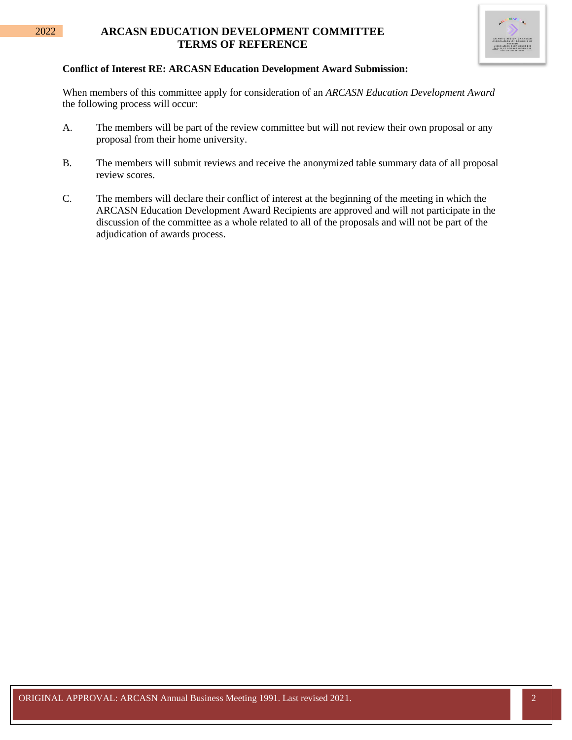**Conflict of Interest RE: ARCASN Education Development Award Submission:**

When members of this committee apply for consideration of an *ARCASN Education Development Award* the following process will occur:

A. The members will be part of the review committee but will not review their own proposal or any proposal from their home university.

B. The members will submit reviews and receive the anonymized table summary data of all proposal review scores.

C. The members will declare their conflict of interest at the beginning of the meeting in which the ARCASN Education Development Award Recipients are approved and will not participate in the discussion of the committee as a whole related to all of the proposals and will not be part of the adjudication of awards process.